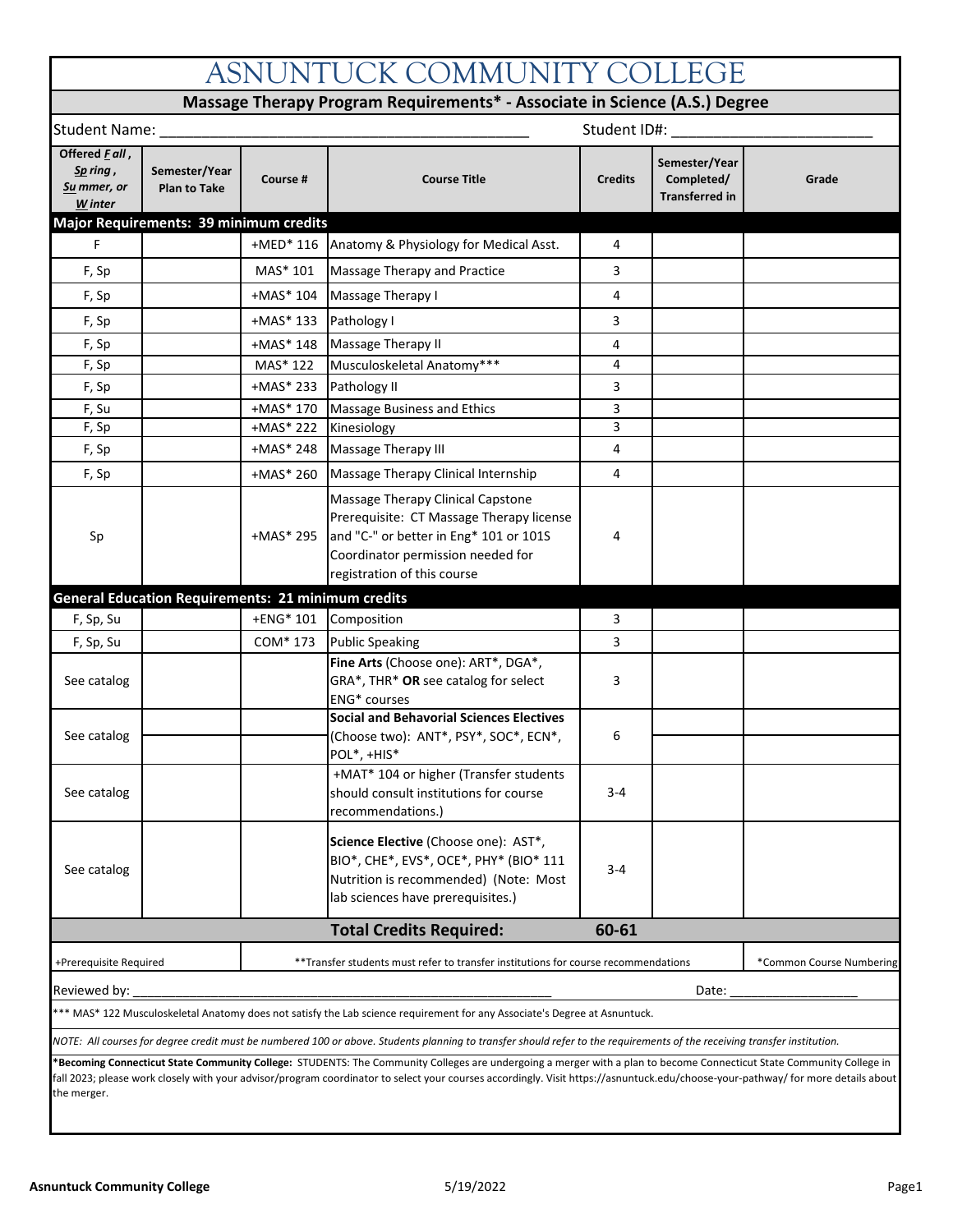# ASNUNTUCK COMMUNITY COLLEGE

## Massage Therapy Program Requirements* - Associate in Science (A.S.) Degree

Student Name: ___________________________________________ Student ID#: _______________________

| Offered Fall, Spring, Summer, or Winter | Semester/Year Plan to Take | Course # | Course Title | Credits | Semester/Year Completed/ Transferred in | Grade |
|---|---|---|---|---|---|---|
| **Major Requirements: 39 minimum credits** | | | | | | |
| F | | +MED* 116 | Anatomy & Physiology for Medical Asst. | 4 | | |
| F, Sp | | MAS* 101 | Massage Therapy and Practice | 3 | | |
| F, Sp | | +MAS* 104 | Massage Therapy I | 4 | | |
| F, Sp | | +MAS* 133 | Pathology I | 3 | | |
| F, Sp | | +MAS* 148 | Massage Therapy II | 4 | | |
| F, Sp | | MAS* 122 | Musculoskeletal Anatomy*** | 4 | | |
| F, Sp | | +MAS* 233 | Pathology II | 3 | | |
| F, Su | | +MAS* 170 | Massage Business and Ethics | 3 | | |
| F, Sp | | +MAS* 222 | Kinesiology | 3 | | |
| F, Sp | | +MAS* 248 | Massage Therapy III | 4 | | |
| F, Sp | | +MAS* 260 | Massage Therapy Clinical Internship | 4 | | |
| Sp | | +MAS* 295 | Massage Therapy Clinical Capstone Prerequisite: CT Massage Therapy license and "C-" or better in Eng* 101 or 101S Coordinator permission needed for registration of this course | 4 | | |
| **General Education Requirements: 21 minimum credits** | | | | | | |
| F, Sp, Su | | +ENG* 101 | Composition | 3 | | |
| F, Sp, Su | | COM* 173 | Public Speaking | 3 | | |
| See catalog | | | **Fine Arts** (Choose one): ART*, DGA*, GRA*, THR* **OR** see catalog for select ENG* courses | 3 | | |
| See catalog | | | **Social and Behavorial Sciences Electives** (Choose two): ANT*, PSY*, SOC*, ECN*, POL*, +HIS* | 6 | | |
| See catalog | | | +MAT* 104 or higher (Transfer students should consult institutions for course recommendations.) | 3-4 | | |
| See catalog | | | **Science Elective** (Choose one): AST*, BIO*, CHE*, EVS*, OCE*, PHY* (BIO* 111 Nutrition is recommended) (Note: Most lab sciences have prerequisites.) | 3-4 | | |
| | | | **Total Credits Required:** | **60-61** | | |

+Prerequisite Required | **Transfer students must refer to transfer institutions for course recommendations | *Common Course Numbering

Reviewed by: ___________________________________________ Date: __________________

*** MAS* 122 Musculoskeletal Anatomy does not satisfy the Lab science requirement for any Associate's Degree at Asnuntuck.

*NOTE: All courses for degree credit must be numbered 100 or above. Students planning to transfer should refer to the requirements of the receiving transfer institution.*

***Becoming Connecticut State Community College:** STUDENTS: The Community Colleges are undergoing a merger with a plan to become Connecticut State Community College in fall 2023; please work closely with your advisor/program coordinator to select your courses accordingly. Visit https://asnuntuck.edu/choose-your-pathway/ for more details about the merger.

Asnuntuck Community College 5/19/2022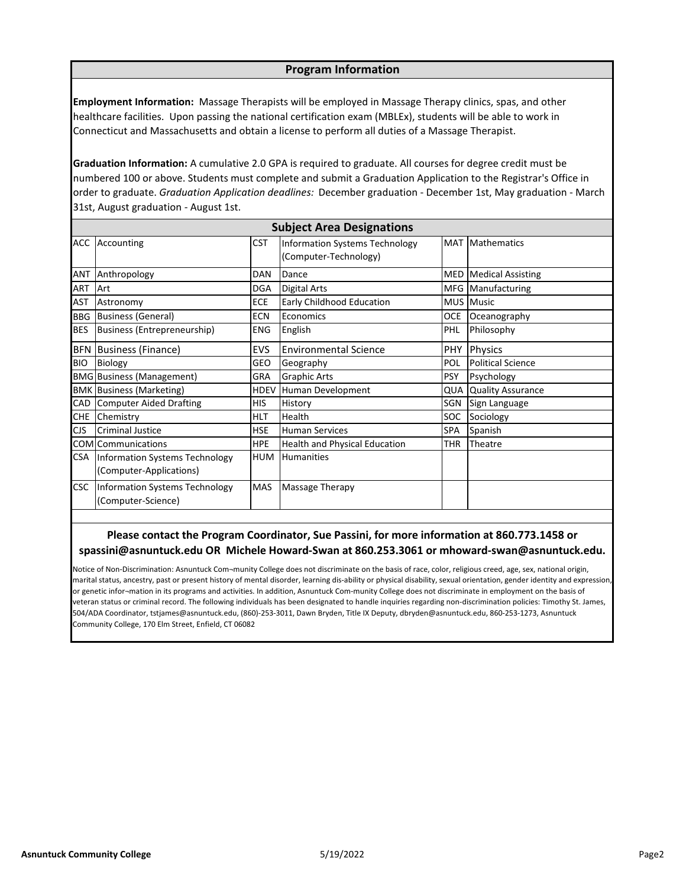## Program Information

**Employment Information:** Massage Therapists will be employed in Massage Therapy clinics, spas, and other healthcare facilities. Upon passing the national certification exam (MBLEx), students will be able to work in Connecticut and Massachusetts and obtain a license to perform all duties of a Massage Therapist.

**Graduation Information:** A cumulative 2.0 GPA is required to graduate. All courses for degree credit must be numbered 100 or above. Students must complete and submit a Graduation Application to the Registrar's Office in order to graduate. *Graduation Application deadlines:* December graduation - December 1st, May graduation - March 31st, August graduation - August 1st.

## Subject Area Designations

| | | | | | |
|---|---|---|---|---|---|
| ACC | Accounting | CST | Information Systems Technology (Computer-Technology) | MAT | Mathematics |
| ANT | Anthropology | DAN | Dance | MED | Medical Assisting |
| ART | Art | DGA | Digital Arts | MFG | Manufacturing |
| AST | Astronomy | ECE | Early Childhood Education | MUS | Music |
| BBG | Business (General) | ECN | Economics | OCE | Oceanography |
| BES | Business (Entrepreneurship) | ENG | English | PHL | Philosophy |
| BFN | Business (Finance) | EVS | Environmental Science | PHY | Physics |
| BIO | Biology | GEO | Geography | POL | Political Science |
| BMG | Business (Management) | GRA | Graphic Arts | PSY | Psychology |
| BMK | Business (Marketing) | HDEV | Human Development | QUA | Quality Assurance |
| CAD | Computer Aided Drafting | HIS | History | SGN | Sign Language |
| CHE | Chemistry | HLT | Health | SOC | Sociology |
| CJS | Criminal Justice | HSE | Human Services | SPA | Spanish |
| COM | Communications | HPE | Health and Physical Education | THR | Theatre |
| CSA | Information Systems Technology (Computer-Applications) | HUM | Humanities | | |
| CSC | Information Systems Technology (Computer-Science) | MAS | Massage Therapy | | |

**Please contact the Program Coordinator, Sue Passini, for more information at 860.773.1458 or spassini@asnuntuck.edu OR Michele Howard-Swan at 860.253.3061 or mhoward-swan@asnuntuck.edu.**

Notice of Non-Discrimination: Asnuntuck Com¬munity College does not discriminate on the basis of race, color, religious creed, age, sex, national origin, marital status, ancestry, past or present history of mental disorder, learning dis-ability or physical disability, sexual orientation, gender identity and expression, or genetic infor¬mation in its programs and activities. In addition, Asnuntuck Com-munity College does not discriminate in employment on the basis of veteran status or criminal record. The following individuals has been designated to handle inquiries regarding non-discrimination policies: Timothy St. James, 504/ADA Coordinator, tstjames@asnuntuck.edu, (860)-253-3011, Dawn Bryden, Title IX Deputy, dbryden@asnuntuck.edu, 860-253-1273, Asnuntuck Community College, 170 Elm Street, Enfield, CT 06082